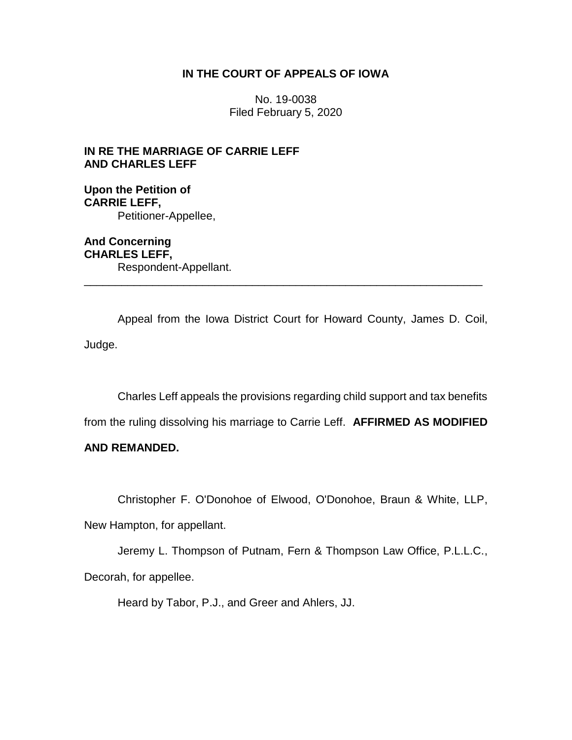**IN THE COURT OF APPEALS OF IOWA**

No. 19-0038
Filed February 5, 2020

**IN RE THE MARRIAGE OF CARRIE LEFF AND CHARLES LEFF**

**Upon the Petition of**
**CARRIE LEFF,**
Petitioner-Appellee,

**And Concerning**
**CHARLES LEFF,**
Respondent-Appellant.

---

Appeal from the Iowa District Court for Howard County, James D. Coil, Judge.

Charles Leff appeals the provisions regarding child support and tax benefits from the ruling dissolving his marriage to Carrie Leff. **AFFIRMED AS MODIFIED AND REMANDED.**

Christopher F. O'Donohoe of Elwood, O'Donohoe, Braun & White, LLP, New Hampton, for appellant.

Jeremy L. Thompson of Putnam, Fern & Thompson Law Office, P.L.L.C., Decorah, for appellee.

Heard by Tabor, P.J., and Greer and Ahlers, JJ.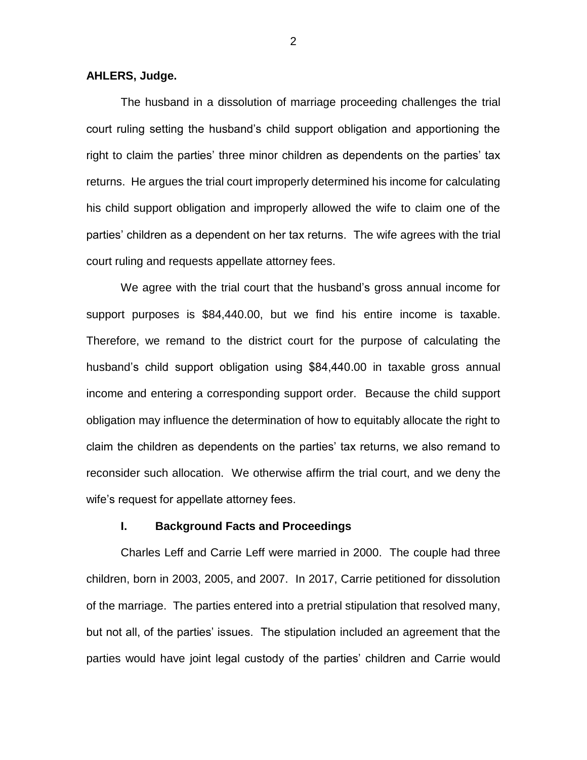**AHLERS, Judge.**

The husband in a dissolution of marriage proceeding challenges the trial court ruling setting the husband's child support obligation and apportioning the right to claim the parties' three minor children as dependents on the parties' tax returns. He argues the trial court improperly determined his income for calculating his child support obligation and improperly allowed the wife to claim one of the parties' children as a dependent on her tax returns. The wife agrees with the trial court ruling and requests appellate attorney fees.

We agree with the trial court that the husband's gross annual income for support purposes is $84,440.00, but we find his entire income is taxable. Therefore, we remand to the district court for the purpose of calculating the husband's child support obligation using $84,440.00 in taxable gross annual income and entering a corresponding support order. Because the child support obligation may influence the determination of how to equitably allocate the right to claim the children as dependents on the parties' tax returns, we also remand to reconsider such allocation. We otherwise affirm the trial court, and we deny the wife's request for appellate attorney fees.

## I. Background Facts and Proceedings

Charles Leff and Carrie Leff were married in 2000. The couple had three children, born in 2003, 2005, and 2007. In 2017, Carrie petitioned for dissolution of the marriage. The parties entered into a pretrial stipulation that resolved many, but not all, of the parties' issues. The stipulation included an agreement that the parties would have joint legal custody of the parties' children and Carrie would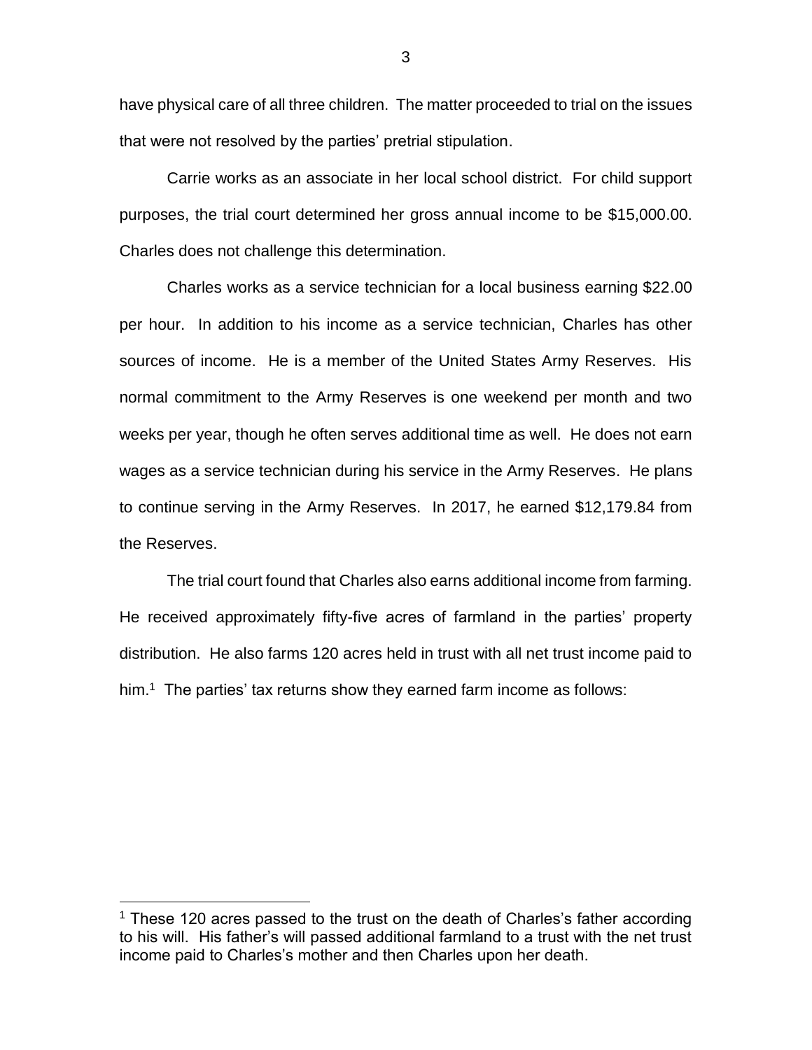have physical care of all three children. The matter proceeded to trial on the issues that were not resolved by the parties' pretrial stipulation.

Carrie works as an associate in her local school district. For child support purposes, the trial court determined her gross annual income to be $15,000.00. Charles does not challenge this determination.

Charles works as a service technician for a local business earning $22.00 per hour. In addition to his income as a service technician, Charles has other sources of income. He is a member of the United States Army Reserves. His normal commitment to the Army Reserves is one weekend per month and two weeks per year, though he often serves additional time as well. He does not earn wages as a service technician during his service in the Army Reserves. He plans to continue serving in the Army Reserves. In 2017, he earned $12,179.84 from the Reserves.

The trial court found that Charles also earns additional income from farming. He received approximately fifty-five acres of farmland in the parties' property distribution. He also farms 120 acres held in trust with all net trust income paid to him.[1] The parties' tax returns show they earned farm income as follows:

[1] These 120 acres passed to the trust on the death of Charles's father according to his will. His father's will passed additional farmland to a trust with the net trust income paid to Charles's mother and then Charles upon her death.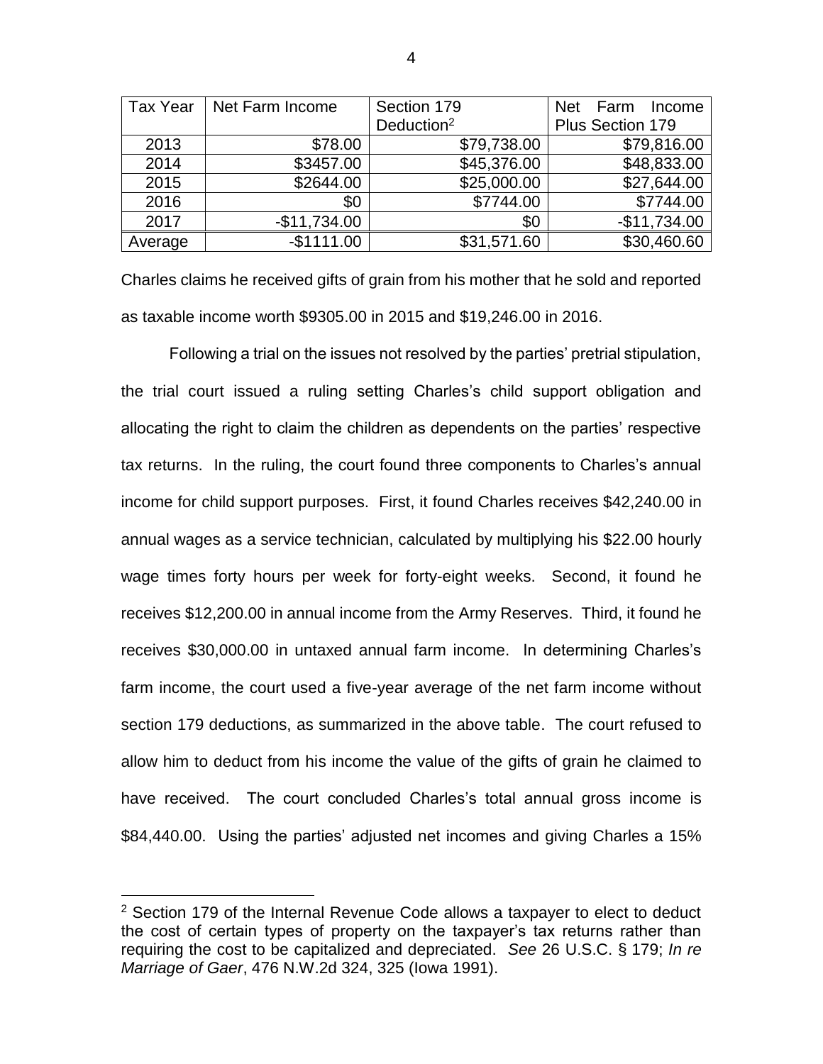| Tax Year | Net Farm Income | Section 179 Deduction[2] | Net Farm Income Plus Section 179 |
|---|---|---|---|
| 2013 | $78.00 | $79,738.00 | $79,816.00 |
| 2014 | $3457.00 | $45,376.00 | $48,833.00 |
| 2015 | $2644.00 | $25,000.00 | $27,644.00 |
| 2016 | $0 | $7744.00 | $7744.00 |
| 2017 | -$11,734.00 | $0 | -$11,734.00 |
| Average | -$1111.00 | $31,571.60 | $30,460.60 |

Charles claims he received gifts of grain from his mother that he sold and reported as taxable income worth $9305.00 in 2015 and $19,246.00 in 2016.

Following a trial on the issues not resolved by the parties' pretrial stipulation, the trial court issued a ruling setting Charles's child support obligation and allocating the right to claim the children as dependents on the parties' respective tax returns. In the ruling, the court found three components to Charles's annual income for child support purposes. First, it found Charles receives $42,240.00 in annual wages as a service technician, calculated by multiplying his $22.00 hourly wage times forty hours per week for forty-eight weeks. Second, it found he receives $12,200.00 in annual income from the Army Reserves. Third, it found he receives $30,000.00 in untaxed annual farm income. In determining Charles's farm income, the court used a five-year average of the net farm income without section 179 deductions, as summarized in the above table. The court refused to allow him to deduct from his income the value of the gifts of grain he claimed to have received. The court concluded Charles's total annual gross income is $84,440.00. Using the parties' adjusted net incomes and giving Charles a 15%

---

[2] Section 179 of the Internal Revenue Code allows a taxpayer to elect to deduct the cost of certain types of property on the taxpayer's tax returns rather than requiring the cost to be capitalized and depreciated. *See* 26 U.S.C. § 179; *In re Marriage of Gaer*, 476 N.W.2d 324, 325 (Iowa 1991).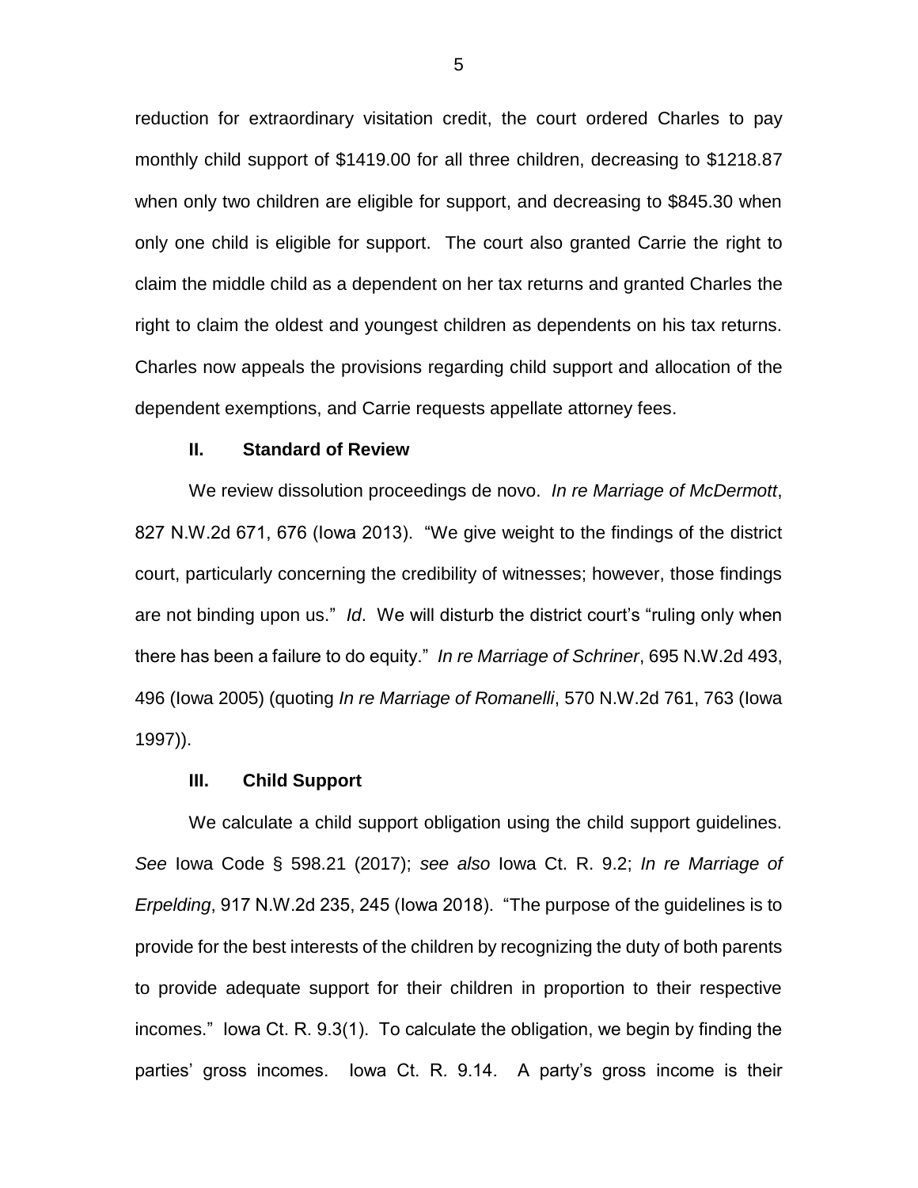reduction for extraordinary visitation credit, the court ordered Charles to pay monthly child support of $1419.00 for all three children, decreasing to $1218.87 when only two children are eligible for support, and decreasing to $845.30 when only one child is eligible for support. The court also granted Carrie the right to claim the middle child as a dependent on her tax returns and granted Charles the right to claim the oldest and youngest children as dependents on his tax returns. Charles now appeals the provisions regarding child support and allocation of the dependent exemptions, and Carrie requests appellate attorney fees.

## II. Standard of Review

We review dissolution proceedings de novo. *In re Marriage of McDermott*, 827 N.W.2d 671, 676 (Iowa 2013). "We give weight to the findings of the district court, particularly concerning the credibility of witnesses; however, those findings are not binding upon us." *Id*. We will disturb the district court's "ruling only when there has been a failure to do equity." *In re Marriage of Schriner*, 695 N.W.2d 493, 496 (Iowa 2005) (quoting *In re Marriage of Romanelli*, 570 N.W.2d 761, 763 (Iowa 1997)).

## III. Child Support

We calculate a child support obligation using the child support guidelines. *See* Iowa Code § 598.21 (2017); *see also* Iowa Ct. R. 9.2; *In re Marriage of Erpelding*, 917 N.W.2d 235, 245 (Iowa 2018). "The purpose of the guidelines is to provide for the best interests of the children by recognizing the duty of both parents to provide adequate support for their children in proportion to their respective incomes." Iowa Ct. R. 9.3(1). To calculate the obligation, we begin by finding the parties' gross incomes. Iowa Ct. R. 9.14. A party's gross income is their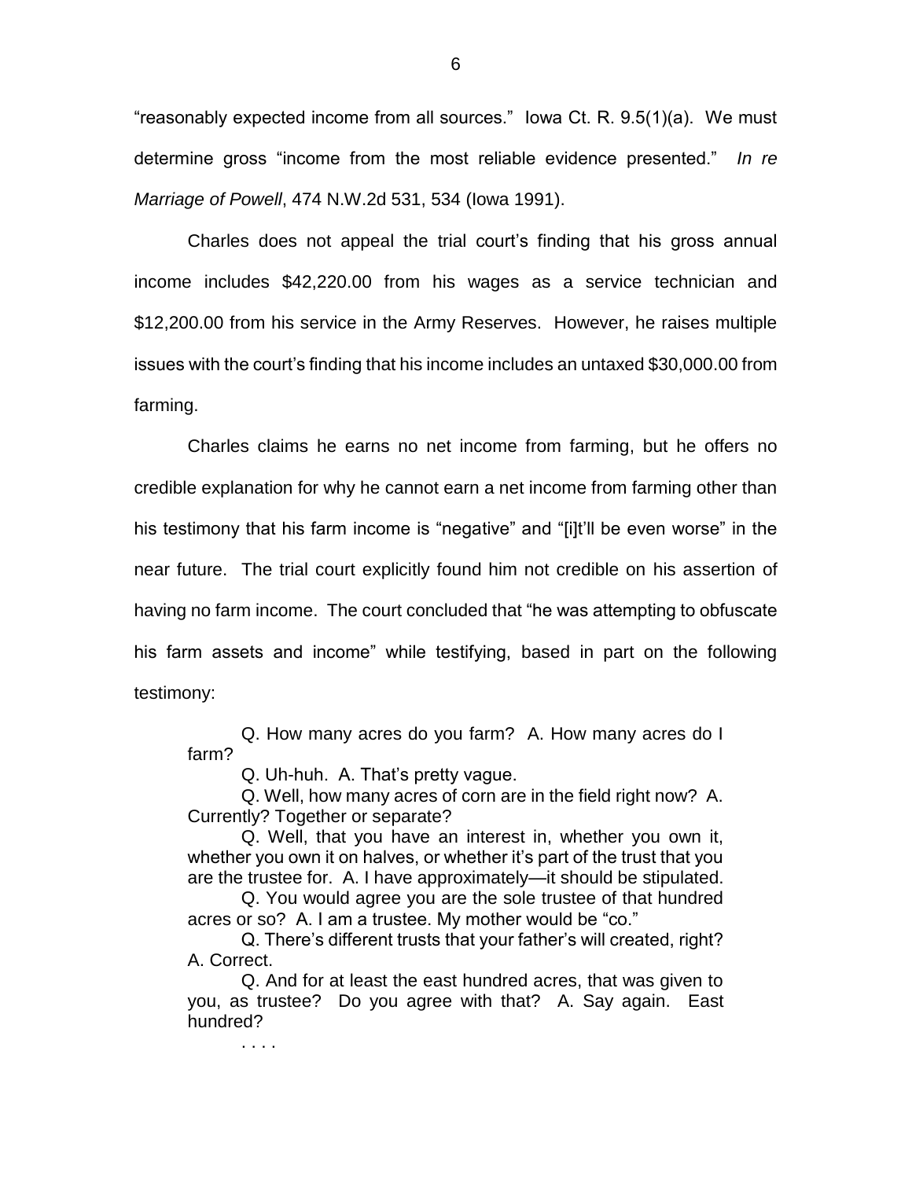"reasonably expected income from all sources." Iowa Ct. R. 9.5(1)(a). We must determine gross "income from the most reliable evidence presented." *In re Marriage of Powell*, 474 N.W.2d 531, 534 (Iowa 1991).

Charles does not appeal the trial court's finding that his gross annual income includes $42,220.00 from his wages as a service technician and $12,200.00 from his service in the Army Reserves. However, he raises multiple issues with the court's finding that his income includes an untaxed $30,000.00 from farming.

Charles claims he earns no net income from farming, but he offers no credible explanation for why he cannot earn a net income from farming other than his testimony that his farm income is "negative" and "[i]t'll be even worse" in the near future. The trial court explicitly found him not credible on his assertion of having no farm income. The court concluded that "he was attempting to obfuscate his farm assets and income" while testifying, based in part on the following testimony:

> Q. How many acres do you farm? A. How many acres do I farm?
>
> Q. Uh-huh. A. That's pretty vague.
>
> Q. Well, how many acres of corn are in the field right now? A. Currently? Together or separate?
>
> Q. Well, that you have an interest in, whether you own it, whether you own it on halves, or whether it's part of the trust that you are the trustee for. A. I have approximately—it should be stipulated.
>
> Q. You would agree you are the sole trustee of that hundred acres or so? A. I am a trustee. My mother would be "co."
>
> Q. There's different trusts that your father's will created, right? A. Correct.
>
> Q. And for at least the east hundred acres, that was given to you, as trustee? Do you agree with that? A. Say again. East hundred?
>
> . . . .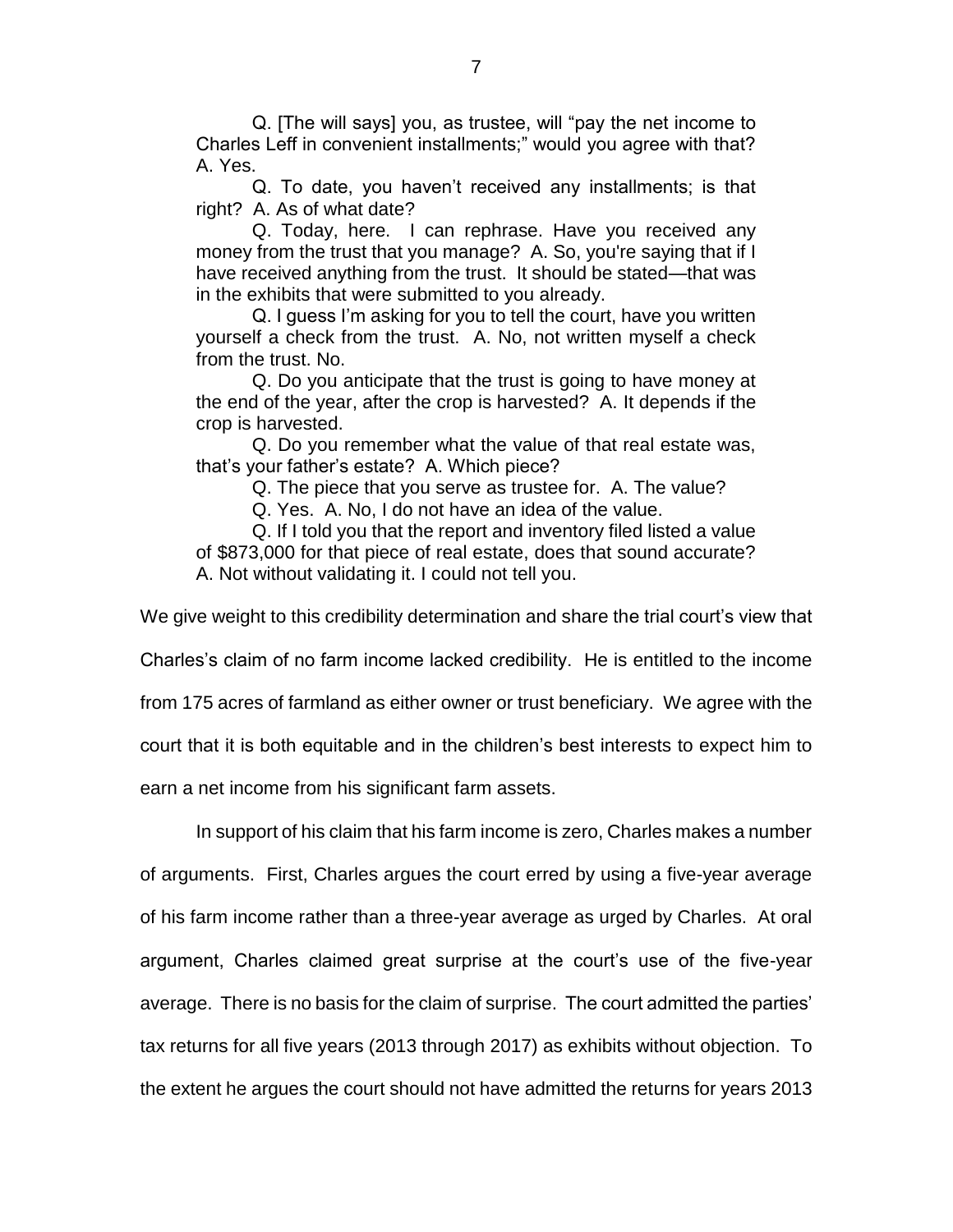Q. [The will says] you, as trustee, will "pay the net income to Charles Leff in convenient installments;" would you agree with that? A. Yes.

Q. To date, you haven't received any installments; is that right? A. As of what date?

Q. Today, here. I can rephrase. Have you received any money from the trust that you manage? A. So, you're saying that if I have received anything from the trust. It should be stated—that was in the exhibits that were submitted to you already.

Q. I guess I'm asking for you to tell the court, have you written yourself a check from the trust. A. No, not written myself a check from the trust. No.

Q. Do you anticipate that the trust is going to have money at the end of the year, after the crop is harvested? A. It depends if the crop is harvested.

Q. Do you remember what the value of that real estate was, that's your father's estate? A. Which piece?

Q. The piece that you serve as trustee for. A. The value?

Q. Yes. A. No, I do not have an idea of the value.

Q. If I told you that the report and inventory filed listed a value of $873,000 for that piece of real estate, does that sound accurate? A. Not without validating it. I could not tell you.

We give weight to this credibility determination and share the trial court's view that Charles's claim of no farm income lacked credibility. He is entitled to the income from 175 acres of farmland as either owner or trust beneficiary. We agree with the court that it is both equitable and in the children's best interests to expect him to earn a net income from his significant farm assets.

In support of his claim that his farm income is zero, Charles makes a number of arguments. First, Charles argues the court erred by using a five-year average of his farm income rather than a three-year average as urged by Charles. At oral argument, Charles claimed great surprise at the court's use of the five-year average. There is no basis for the claim of surprise. The court admitted the parties' tax returns for all five years (2013 through 2017) as exhibits without objection. To the extent he argues the court should not have admitted the returns for years 2013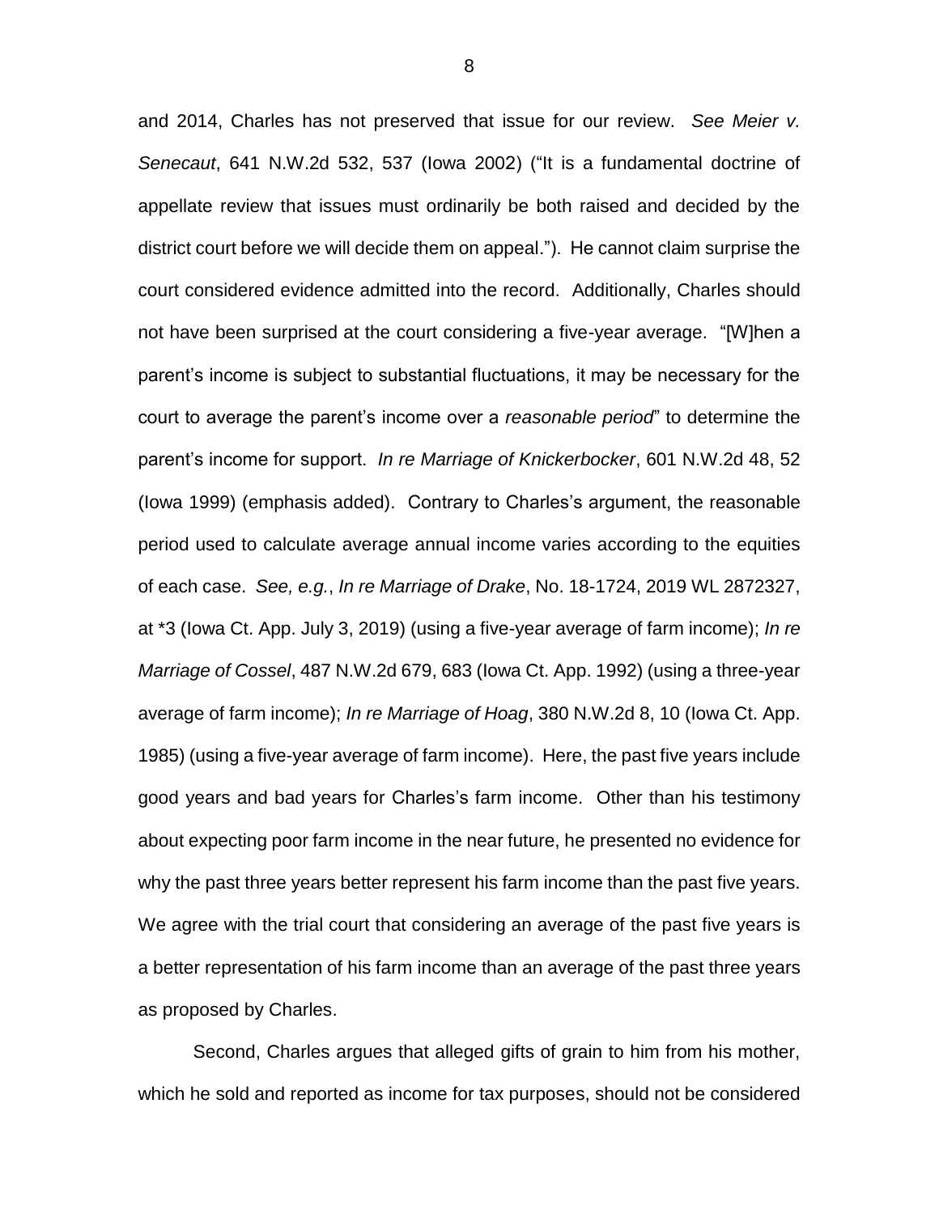and 2014, Charles has not preserved that issue for our review. *See Meier v. Senecaut*, 641 N.W.2d 532, 537 (Iowa 2002) ("It is a fundamental doctrine of appellate review that issues must ordinarily be both raised and decided by the district court before we will decide them on appeal."). He cannot claim surprise the court considered evidence admitted into the record. Additionally, Charles should not have been surprised at the court considering a five-year average. "[W]hen a parent's income is subject to substantial fluctuations, it may be necessary for the court to average the parent's income over a *reasonable period*" to determine the parent's income for support. *In re Marriage of Knickerbocker*, 601 N.W.2d 48, 52 (Iowa 1999) (emphasis added). Contrary to Charles's argument, the reasonable period used to calculate average annual income varies according to the equities of each case. *See, e.g.*, *In re Marriage of Drake*, No. 18-1724, 2019 WL 2872327, at *3 (Iowa Ct. App. July 3, 2019) (using a five-year average of farm income); *In re Marriage of Cossel*, 487 N.W.2d 679, 683 (Iowa Ct. App. 1992) (using a three-year average of farm income); *In re Marriage of Hoag*, 380 N.W.2d 8, 10 (Iowa Ct. App. 1985) (using a five-year average of farm income). Here, the past five years include good years and bad years for Charles's farm income. Other than his testimony about expecting poor farm income in the near future, he presented no evidence for why the past three years better represent his farm income than the past five years. We agree with the trial court that considering an average of the past five years is a better representation of his farm income than an average of the past three years as proposed by Charles.

Second, Charles argues that alleged gifts of grain to him from his mother, which he sold and reported as income for tax purposes, should not be considered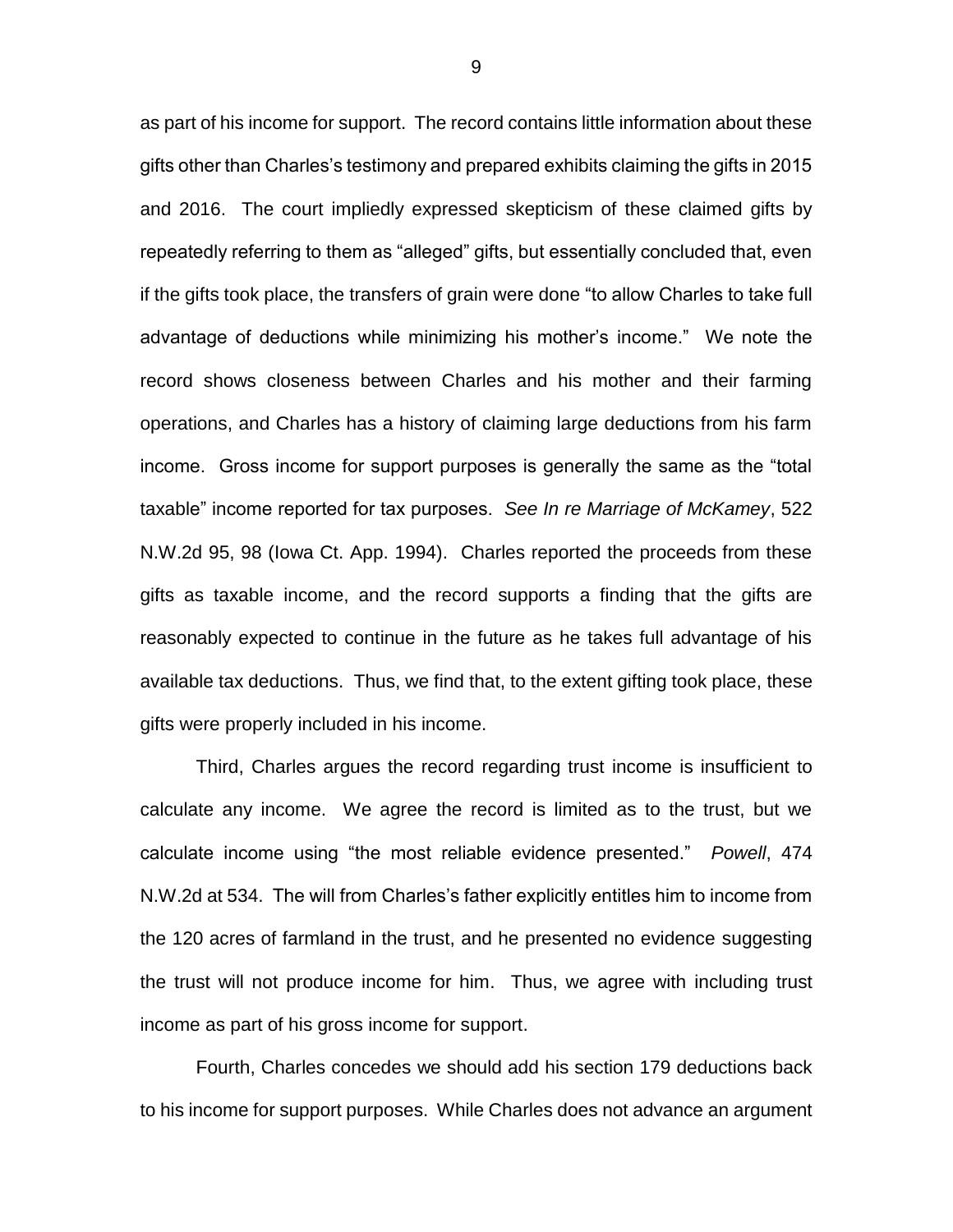as part of his income for support. The record contains little information about these gifts other than Charles's testimony and prepared exhibits claiming the gifts in 2015 and 2016. The court impliedly expressed skepticism of these claimed gifts by repeatedly referring to them as "alleged" gifts, but essentially concluded that, even if the gifts took place, the transfers of grain were done "to allow Charles to take full advantage of deductions while minimizing his mother's income." We note the record shows closeness between Charles and his mother and their farming operations, and Charles has a history of claiming large deductions from his farm income. Gross income for support purposes is generally the same as the "total taxable" income reported for tax purposes. *See In re Marriage of McKamey*, 522 N.W.2d 95, 98 (Iowa Ct. App. 1994). Charles reported the proceeds from these gifts as taxable income, and the record supports a finding that the gifts are reasonably expected to continue in the future as he takes full advantage of his available tax deductions. Thus, we find that, to the extent gifting took place, these gifts were properly included in his income.

Third, Charles argues the record regarding trust income is insufficient to calculate any income. We agree the record is limited as to the trust, but we calculate income using "the most reliable evidence presented." *Powell*, 474 N.W.2d at 534. The will from Charles's father explicitly entitles him to income from the 120 acres of farmland in the trust, and he presented no evidence suggesting the trust will not produce income for him. Thus, we agree with including trust income as part of his gross income for support.

Fourth, Charles concedes we should add his section 179 deductions back to his income for support purposes. While Charles does not advance an argument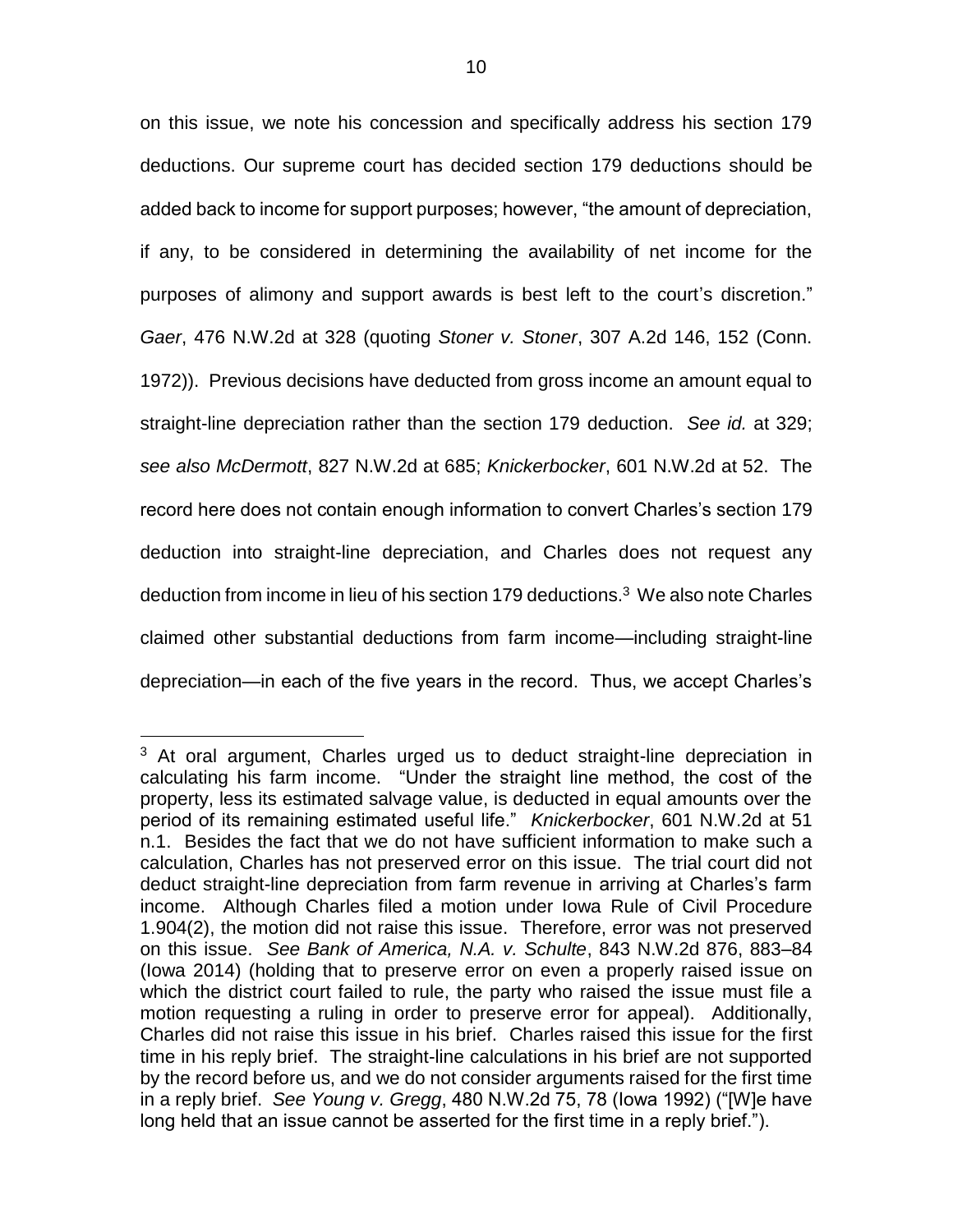on this issue, we note his concession and specifically address his section 179 deductions. Our supreme court has decided section 179 deductions should be added back to income for support purposes; however, "the amount of depreciation, if any, to be considered in determining the availability of net income for the purposes of alimony and support awards is best left to the court's discretion." *Gaer*, 476 N.W.2d at 328 (quoting *Stoner v. Stoner*, 307 A.2d 146, 152 (Conn. 1972)). Previous decisions have deducted from gross income an amount equal to straight-line depreciation rather than the section 179 deduction. *See id.* at 329; *see also McDermott*, 827 N.W.2d at 685; *Knickerbocker*, 601 N.W.2d at 52. The record here does not contain enough information to convert Charles's section 179 deduction into straight-line depreciation, and Charles does not request any deduction from income in lieu of his section 179 deductions.[3] We also note Charles claimed other substantial deductions from farm income—including straight-line depreciation—in each of the five years in the record. Thus, we accept Charles's

---

[3] At oral argument, Charles urged us to deduct straight-line depreciation in calculating his farm income. "Under the straight line method, the cost of the property, less its estimated salvage value, is deducted in equal amounts over the period of its remaining estimated useful life." *Knickerbocker*, 601 N.W.2d at 51 n.1. Besides the fact that we do not have sufficient information to make such a calculation, Charles has not preserved error on this issue. The trial court did not deduct straight-line depreciation from farm revenue in arriving at Charles's farm income. Although Charles filed a motion under Iowa Rule of Civil Procedure 1.904(2), the motion did not raise this issue. Therefore, error was not preserved on this issue. *See Bank of America, N.A. v. Schulte*, 843 N.W.2d 876, 883–84 (Iowa 2014) (holding that to preserve error on even a properly raised issue on which the district court failed to rule, the party who raised the issue must file a motion requesting a ruling in order to preserve error for appeal). Additionally, Charles did not raise this issue in his brief. Charles raised this issue for the first time in his reply brief. The straight-line calculations in his brief are not supported by the record before us, and we do not consider arguments raised for the first time in a reply brief. *See Young v. Gregg*, 480 N.W.2d 75, 78 (Iowa 1992) ("[W]e have long held that an issue cannot be asserted for the first time in a reply brief.").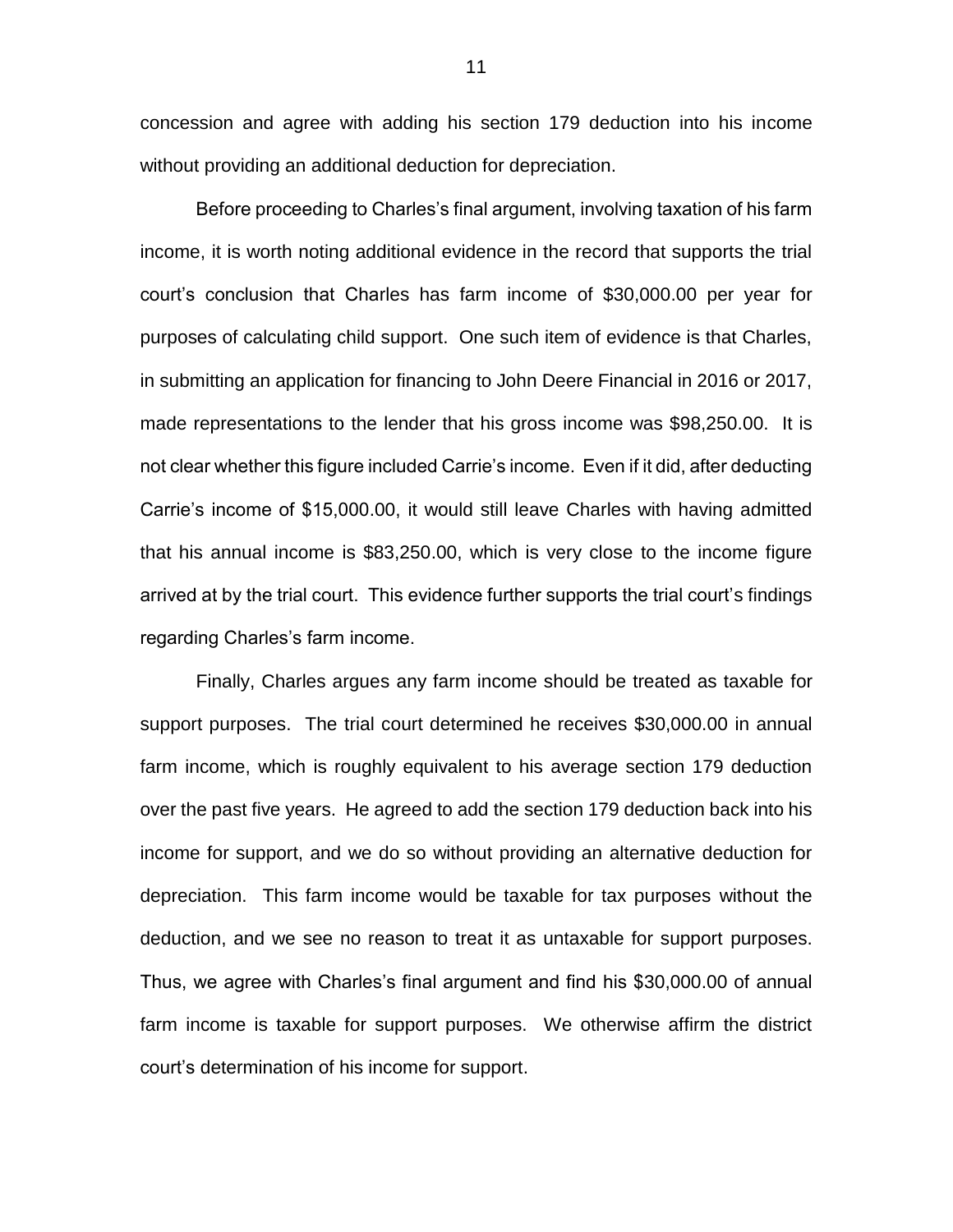concession and agree with adding his section 179 deduction into his income without providing an additional deduction for depreciation.

Before proceeding to Charles's final argument, involving taxation of his farm income, it is worth noting additional evidence in the record that supports the trial court's conclusion that Charles has farm income of $30,000.00 per year for purposes of calculating child support. One such item of evidence is that Charles, in submitting an application for financing to John Deere Financial in 2016 or 2017, made representations to the lender that his gross income was $98,250.00. It is not clear whether this figure included Carrie's income. Even if it did, after deducting Carrie's income of $15,000.00, it would still leave Charles with having admitted that his annual income is $83,250.00, which is very close to the income figure arrived at by the trial court. This evidence further supports the trial court's findings regarding Charles's farm income.

Finally, Charles argues any farm income should be treated as taxable for support purposes. The trial court determined he receives $30,000.00 in annual farm income, which is roughly equivalent to his average section 179 deduction over the past five years. He agreed to add the section 179 deduction back into his income for support, and we do so without providing an alternative deduction for depreciation. This farm income would be taxable for tax purposes without the deduction, and we see no reason to treat it as untaxable for support purposes. Thus, we agree with Charles's final argument and find his $30,000.00 of annual farm income is taxable for support purposes. We otherwise affirm the district court's determination of his income for support.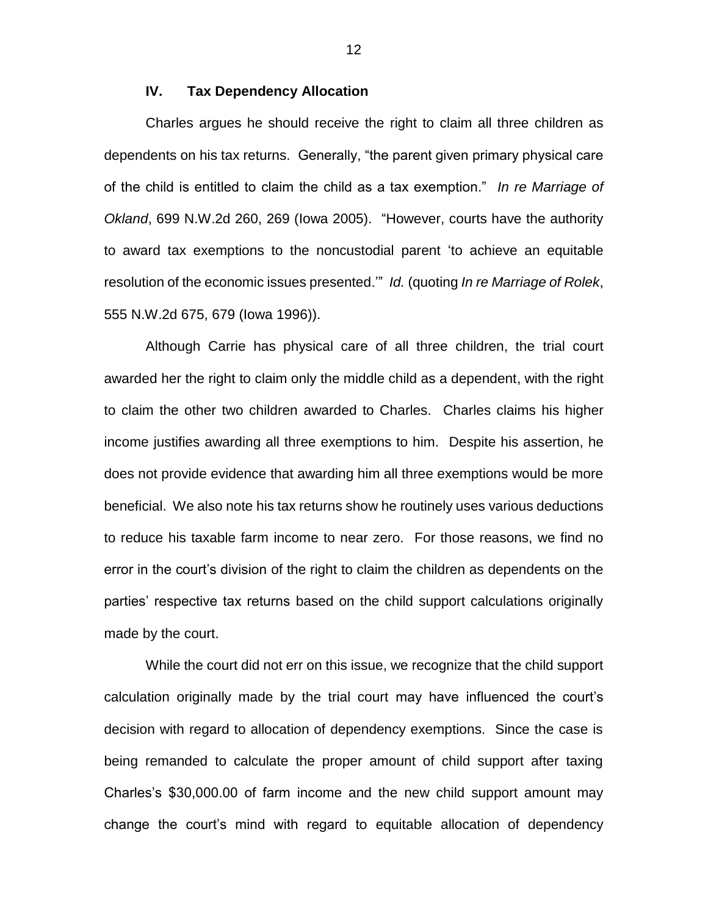## IV. Tax Dependency Allocation

Charles argues he should receive the right to claim all three children as dependents on his tax returns. Generally, "the parent given primary physical care of the child is entitled to claim the child as a tax exemption." *In re Marriage of Okland*, 699 N.W.2d 260, 269 (Iowa 2005). "However, courts have the authority to award tax exemptions to the noncustodial parent 'to achieve an equitable resolution of the economic issues presented.'" *Id.* (quoting *In re Marriage of Rolek*, 555 N.W.2d 675, 679 (Iowa 1996)).

Although Carrie has physical care of all three children, the trial court awarded her the right to claim only the middle child as a dependent, with the right to claim the other two children awarded to Charles. Charles claims his higher income justifies awarding all three exemptions to him. Despite his assertion, he does not provide evidence that awarding him all three exemptions would be more beneficial. We also note his tax returns show he routinely uses various deductions to reduce his taxable farm income to near zero. For those reasons, we find no error in the court's division of the right to claim the children as dependents on the parties' respective tax returns based on the child support calculations originally made by the court.

While the court did not err on this issue, we recognize that the child support calculation originally made by the trial court may have influenced the court's decision with regard to allocation of dependency exemptions. Since the case is being remanded to calculate the proper amount of child support after taxing Charles's $30,000.00 of farm income and the new child support amount may change the court's mind with regard to equitable allocation of dependency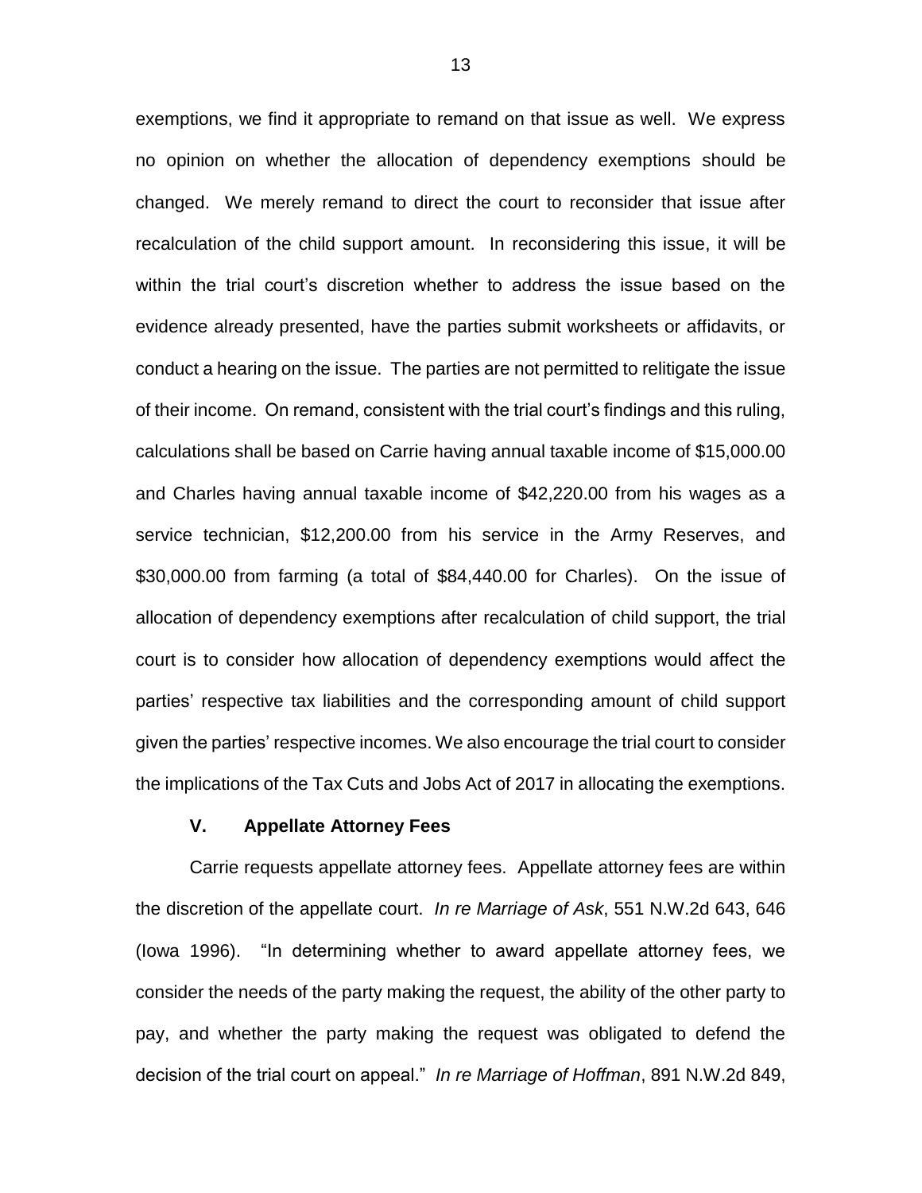exemptions, we find it appropriate to remand on that issue as well. We express no opinion on whether the allocation of dependency exemptions should be changed. We merely remand to direct the court to reconsider that issue after recalculation of the child support amount. In reconsidering this issue, it will be within the trial court's discretion whether to address the issue based on the evidence already presented, have the parties submit worksheets or affidavits, or conduct a hearing on the issue. The parties are not permitted to relitigate the issue of their income. On remand, consistent with the trial court's findings and this ruling, calculations shall be based on Carrie having annual taxable income of $15,000.00 and Charles having annual taxable income of $42,220.00 from his wages as a service technician, $12,200.00 from his service in the Army Reserves, and $30,000.00 from farming (a total of $84,440.00 for Charles). On the issue of allocation of dependency exemptions after recalculation of child support, the trial court is to consider how allocation of dependency exemptions would affect the parties' respective tax liabilities and the corresponding amount of child support given the parties' respective incomes. We also encourage the trial court to consider the implications of the Tax Cuts and Jobs Act of 2017 in allocating the exemptions.

## V. Appellate Attorney Fees

Carrie requests appellate attorney fees. Appellate attorney fees are within the discretion of the appellate court. *In re Marriage of Ask*, 551 N.W.2d 643, 646 (Iowa 1996). "In determining whether to award appellate attorney fees, we consider the needs of the party making the request, the ability of the other party to pay, and whether the party making the request was obligated to defend the decision of the trial court on appeal." *In re Marriage of Hoffman*, 891 N.W.2d 849,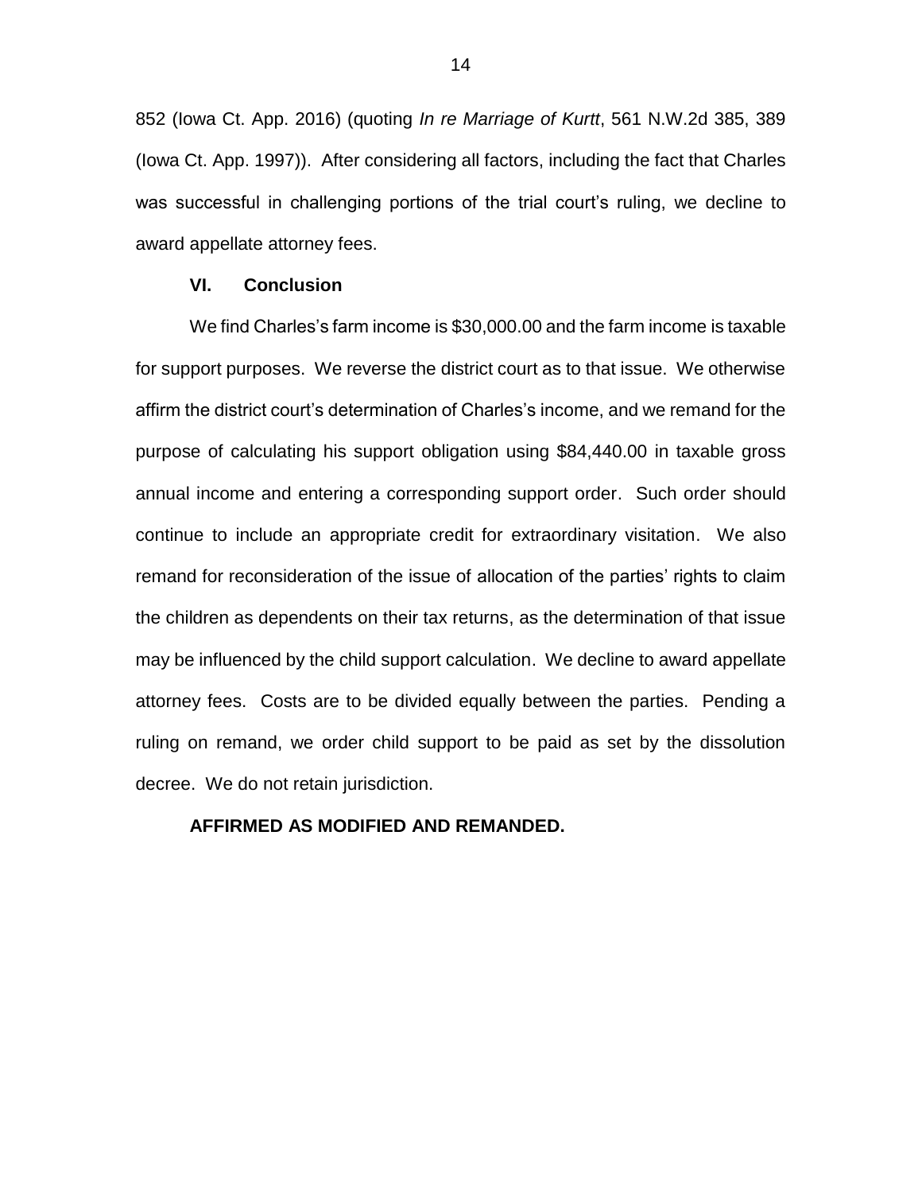852 (Iowa Ct. App. 2016) (quoting *In re Marriage of Kurtt*, 561 N.W.2d 385, 389 (Iowa Ct. App. 1997)). After considering all factors, including the fact that Charles was successful in challenging portions of the trial court's ruling, we decline to award appellate attorney fees.

## VI. Conclusion

We find Charles's farm income is $30,000.00 and the farm income is taxable for support purposes. We reverse the district court as to that issue. We otherwise affirm the district court's determination of Charles's income, and we remand for the purpose of calculating his support obligation using $84,440.00 in taxable gross annual income and entering a corresponding support order. Such order should continue to include an appropriate credit for extraordinary visitation. We also remand for reconsideration of the issue of allocation of the parties' rights to claim the children as dependents on their tax returns, as the determination of that issue may be influenced by the child support calculation. We decline to award appellate attorney fees. Costs are to be divided equally between the parties. Pending a ruling on remand, we order child support to be paid as set by the dissolution decree. We do not retain jurisdiction.

**AFFIRMED AS MODIFIED AND REMANDED.**